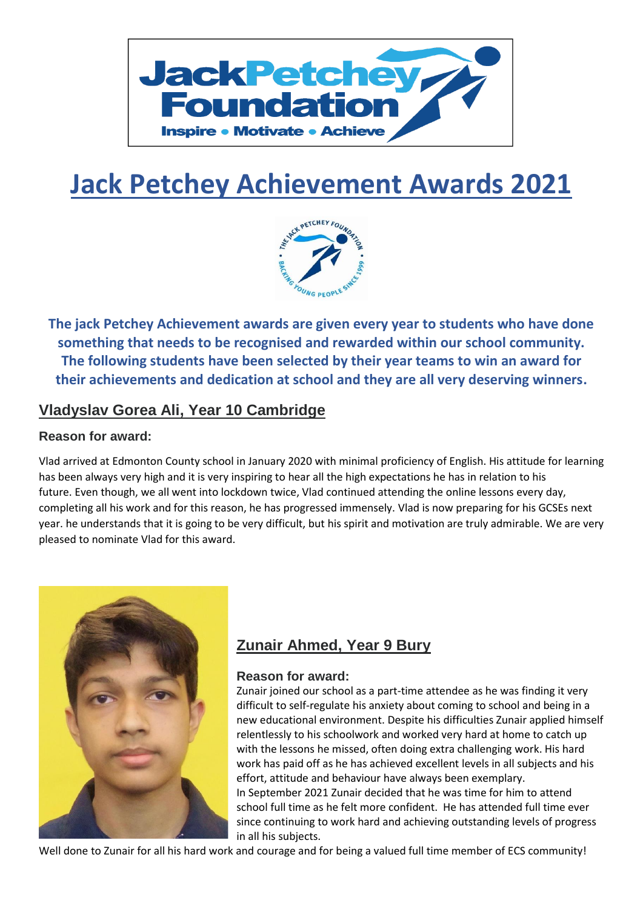# Jack Petchey Achievement Awards 2021

**The jack Petchey Achievement awards are given every year to students who have done something that needs to be recognised and rewarded within our school community. The following students have been selected by their year teams to win an award for their achievements and dedication at school and they are all very deserving winners.**

## Vladyslav Gorea Ali, Year 10 Cambridge

**Reason for award:**

Vlad arrived at Edmonton County school in January 2020 with minimal proficiency of English. His attitude for learning has been always very high and it is very inspiring to hear all the high expectations he has in relation to his future. Even though, we all went into lockdown twice, Vlad continued attending the online lessons every day, completing all his work and for this reason, he has progressed immensely. Vlad is now preparing for his GCSEs next year. he understands that it is going to be very difficult, but his spirit and motivation are truly admirable. We are very pleased to nominate Vlad for this award.

## Zunair Ahmed, Year 9 Bury

**Reason for award:**

Zunair joined our school as a part-time attendee as he was finding it very difficult to self-regulate his anxiety about coming to school and being in a new educational environment. Despite his difficulties Zunair applied himself relentlessly to his schoolwork and worked very hard at home to catch up with the lessons he missed, often doing extra challenging work. His hard work has paid off as he has achieved excellent levels in all subjects and his effort, attitude and behaviour have always been exemplary.

In September 2021 Zunair decided that he was time for him to attend school full time as he felt more confident. He has attended full time ever since continuing to work hard and achieving outstanding levels of progress in all his subjects.

Well done to Zunair for all his hard work and courage and for being a valued full time member of ECS community!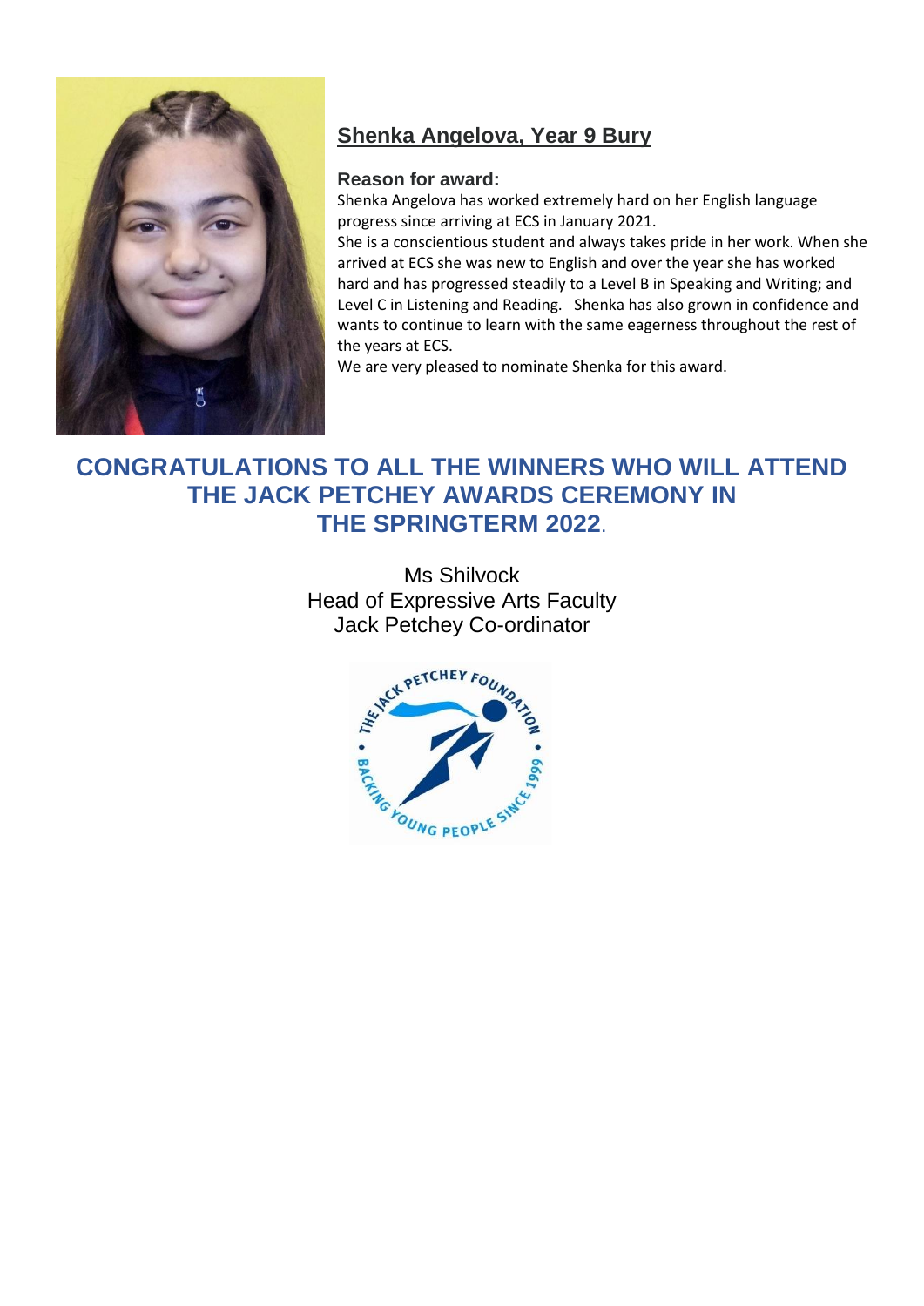## Shenka Angelova, Year 9 Bury

**Reason for award:**

Shenka Angelova has worked extremely hard on her English language progress since arriving at ECS in January 2021.

She is a conscientious student and always takes pride in her work. When she arrived at ECS she was new to English and over the year she has worked hard and has progressed steadily to a Level B in Speaking and Writing; and Level C in Listening and Reading. Shenka has also grown in confidence and wants to continue to learn with the same eagerness throughout the rest of the years at ECS.

We are very pleased to nominate Shenka for this award.

## CONGRATULATIONS TO ALL THE WINNERS WHO WILL ATTEND THE JACK PETCHEY AWARDS CEREMONY IN THE SPRINGTERM 2022.

Ms Shilvock
Head of Expressive Arts Faculty
Jack Petchey Co-ordinator